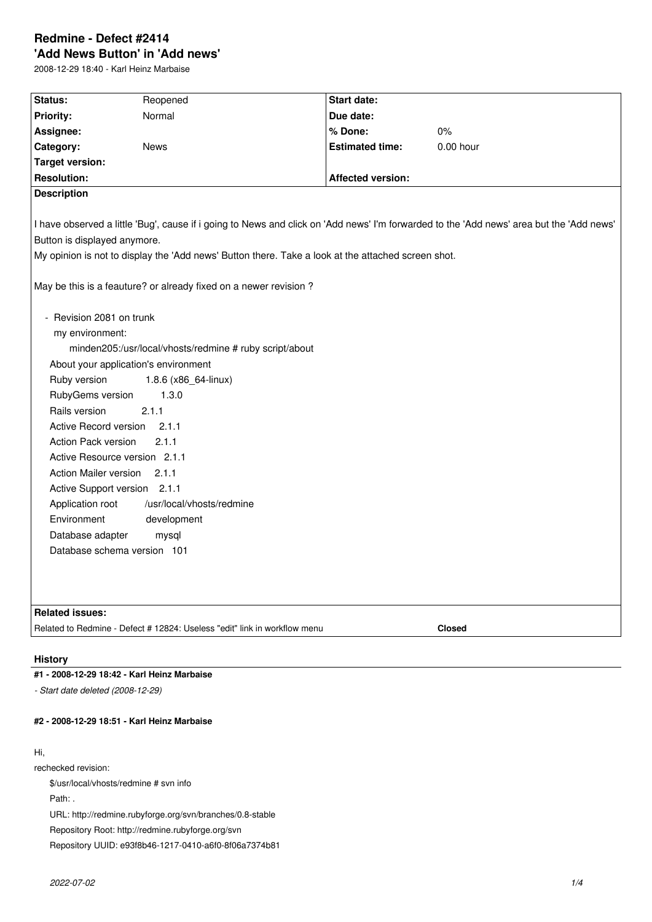# Redmine - Defect #2414

## 'Add News Button' in 'Add news'

2008-12-29 18:40 - Karl Heinz Marbaise

| | | | |
|---|---|---|---|
| **Status:** | Reopened | **Start date:** | |
| **Priority:** | Normal | **Due date:** | |
| **Assignee:** | | **% Done:** | 0% |
| **Category:** | News | **Estimated time:** | 0.00 hour |
| **Target version:** | | | |
| **Resolution:** | | **Affected version:** | |

**Description**

I have observed a little 'Bug', cause if i going to News and click on 'Add news' I'm forwarded to the 'Add news' area but the 'Add news' Button is displayed anymore.
My opinion is not to display the 'Add news' Button there. Take a look at the attached screen shot.

May be this is a feauture? or already fixed on a newer revision ?

- Revision 2081 on trunk
  my environment:
  minden205:/usr/local/vhosts/redmine # ruby script/about

```
About your application's environment
Ruby version              1.8.6 (x86_64-linux)
RubyGems version          1.3.0
Rails version             2.1.1
Active Record version     2.1.1
Action Pack version       2.1.1
Active Resource version   2.1.1
Action Mailer version     2.1.1
Active Support version    2.1.1
Application root          /usr/local/vhosts/redmine
Environment               development
Database adapter          mysql
Database schema version   101
```

**Related issues:**

| | |
|---|---|
| Related to Redmine - Defect # 12824: Useless "edit" link in workflow menu | **Closed** |

## History

### #1 - 2008-12-29 18:42 - Karl Heinz Marbaise

*- Start date deleted (2008-12-29)*

### #2 - 2008-12-29 18:51 - Karl Heinz Marbaise

Hi,
rechecked revision:

```
$/usr/local/vhosts/redmine # svn info
Path: .
URL: http://redmine.rubyforge.org/svn/branches/0.8-stable
Repository Root: http://redmine.rubyforge.org/svn
Repository UUID: e93f8b46-1217-0410-a6f0-8f06a7374b81
```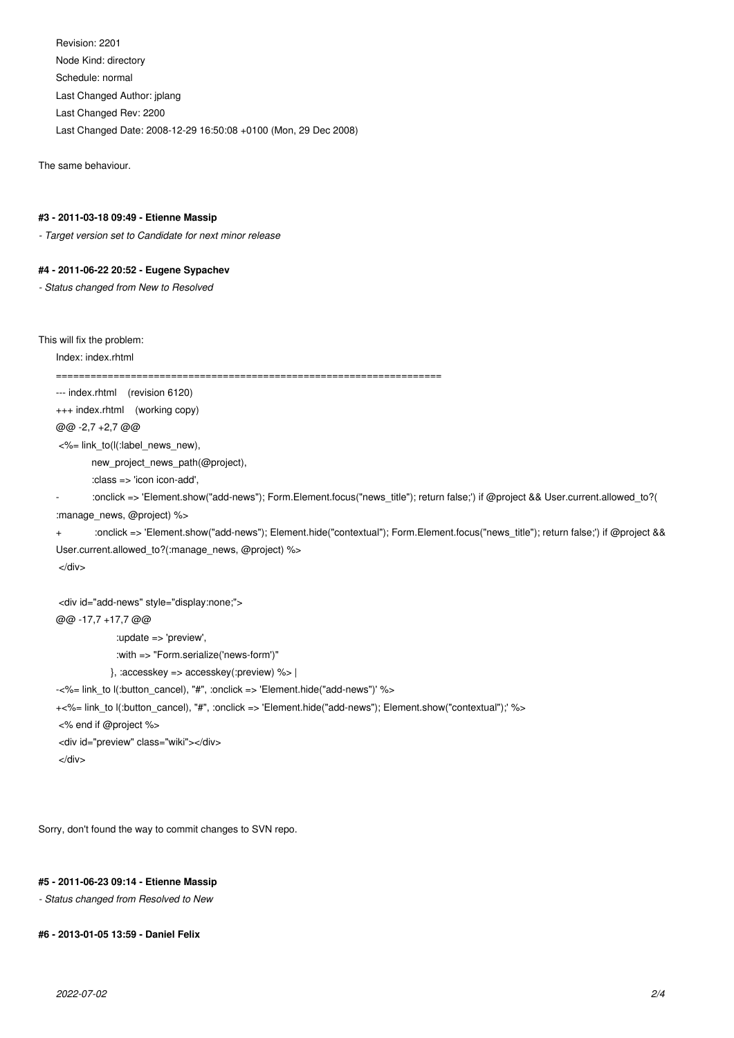```
Revision: 2201
Node Kind: directory
Schedule: normal
Last Changed Author: jplang
Last Changed Rev: 2200
Last Changed Date: 2008-12-29 16:50:08 +0100 (Mon, 29 Dec 2008)
```

The same behaviour.

#### #3 - 2011-03-18 09:49 - Etienne Massip

*- Target version set to Candidate for next minor release*

#### #4 - 2011-06-22 20:52 - Eugene Sypachev

*- Status changed from New to Resolved*

This will fix the problem:

```
Index: index.rhtml
===================================================================
--- index.rhtml    (revision 6120)
+++ index.rhtml    (working copy)
@@ -2,7 +2,7 @@
 <%= link_to(l(:label_news_new),
             new_project_news_path(@project),
             :class => 'icon icon-add',
-            :onclick => 'Element.show("add-news"); Form.Element.focus("news_title"); return false;') if @project && User.current.allowed_to?(
:manage_news, @project) %>
+            :onclick => 'Element.show("add-news"); Element.hide("contextual"); Form.Element.focus("news_title"); return false;') if @project &&
User.current.allowed_to?(:manage_news, @project) %>
 </div>

 <div id="add-news" style="display:none;">
@@ -17,7 +17,7 @@
                    :update => 'preview',
                    :with => "Form.serialize('news-form')"
                  }, :accesskey => accesskey(:preview) %> |
-<%= link_to l(:button_cancel), "#", :onclick => 'Element.hide("add-news")' %>
+<%= link_to l(:button_cancel), "#", :onclick => 'Element.hide("add-news"); Element.show("contextual");' %>
 <% end if @project %>
 <div id="preview" class="wiki"></div>
 </div>
```

Sorry, don't found the way to commit changes to SVN repo.

#### #5 - 2011-06-23 09:14 - Etienne Massip

*- Status changed from Resolved to New*

#### #6 - 2013-01-05 13:59 - Daniel Felix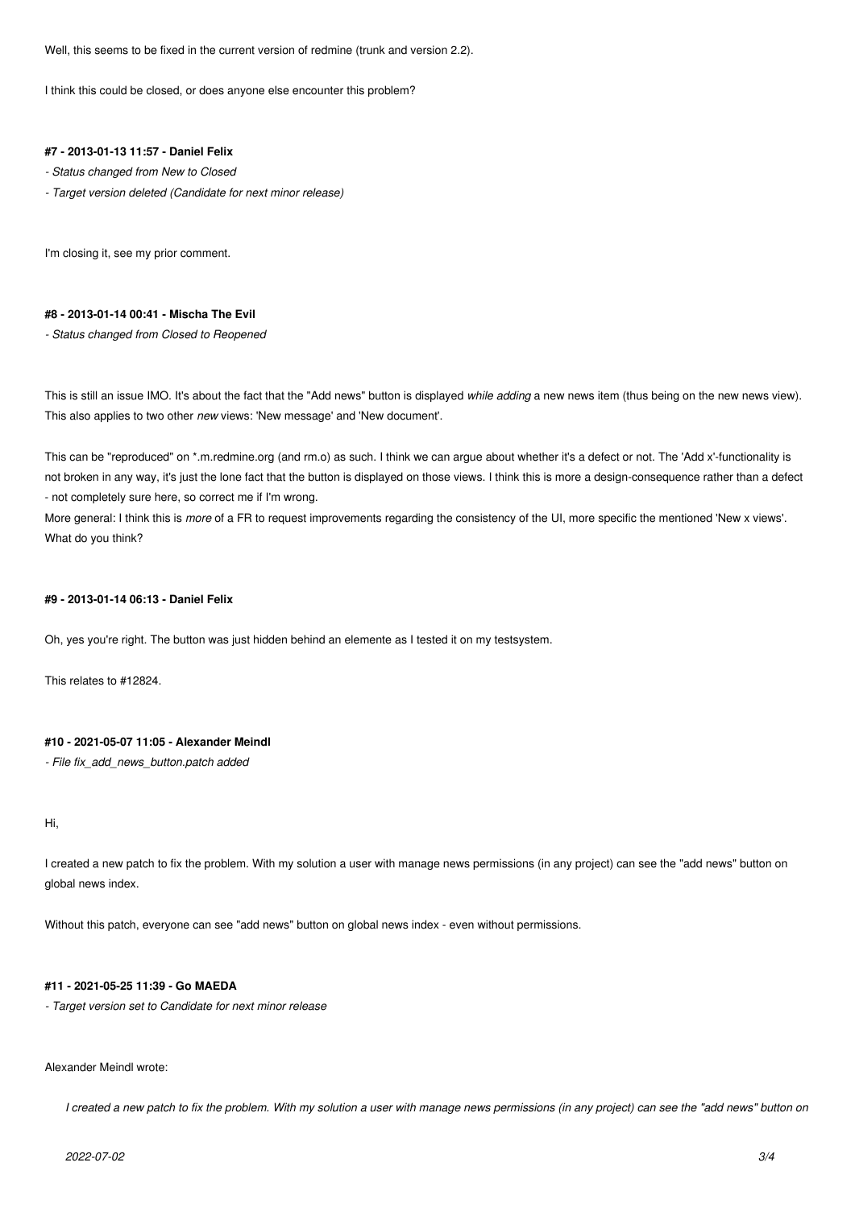Well, this seems to be fixed in the current version of redmine (trunk and version 2.2).

I think this could be closed, or does anyone else encounter this problem?

#### #7 - 2013-01-13 11:57 - Daniel Felix

*- Status changed from New to Closed*

*- Target version deleted (Candidate for next minor release)*

I'm closing it, see my prior comment.

#### #8 - 2013-01-14 00:41 - Mischa The Evil

*- Status changed from Closed to Reopened*

This is still an issue IMO. It's about the fact that the "Add news" button is displayed *while adding* a new news item (thus being on the new news view). This also applies to two other *new* views: 'New message' and 'New document'.

This can be "reproduced" on *.m.redmine.org (and rm.o) as such. I think we can argue about whether it's a defect or not. The 'Add x'-functionality is not broken in any way, it's just the lone fact that the button is displayed on those views. I think this is more a design-consequence rather than a defect - not completely sure here, so correct me if I'm wrong.

More general: I think this is *more* of a FR to request improvements regarding the consistency of the UI, more specific the mentioned 'New x views'. What do you think?

#### #9 - 2013-01-14 06:13 - Daniel Felix

Oh, yes you're right. The button was just hidden behind an elemente as I tested it on my testsystem.

This relates to #12824.

#### #10 - 2021-05-07 11:05 - Alexander Meindl

*- File fix_add_news_button.patch added*

Hi,

I created a new patch to fix the problem. With my solution a user with manage news permissions (in any project) can see the "add news" button on global news index.

Without this patch, everyone can see "add news" button on global news index - even without permissions.

#### #11 - 2021-05-25 11:39 - Go MAEDA

*- Target version set to Candidate for next minor release*

Alexander Meindl wrote:

> *I created a new patch to fix the problem. With my solution a user with manage news permissions (in any project) can see the "add news" button on*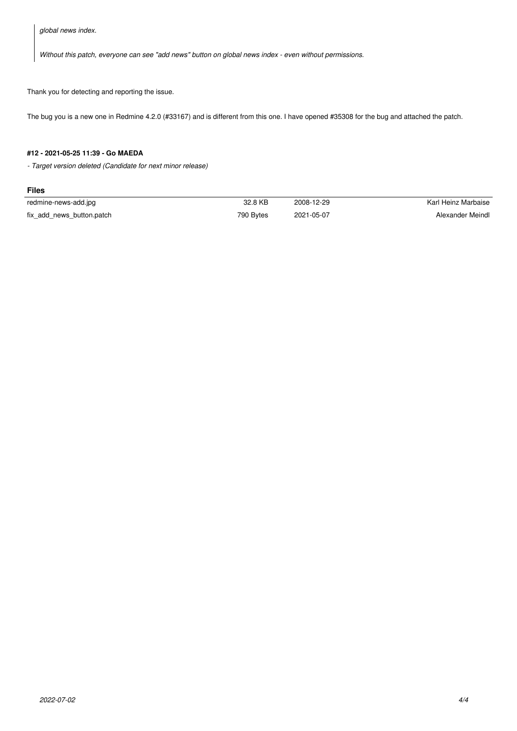> *global news index.*
>
> *Without this patch, everyone can see "add news" button on global news index - even without permissions.*

Thank you for detecting and reporting the issue.

The bug you is a new one in Redmine 4.2.0 (#33167) and is different from this one. I have opened #35308 for the bug and attached the patch.

#### #12 - 2021-05-25 11:39 - Go MAEDA

*- Target version deleted (Candidate for next minor release)*

### Files

| | | | |
|---|---|---|---|
| redmine-news-add.jpg | 32.8 KB | 2008-12-29 | Karl Heinz Marbaise |
| fix_add_news_button.patch | 790 Bytes | 2021-05-07 | Alexander Meindl |